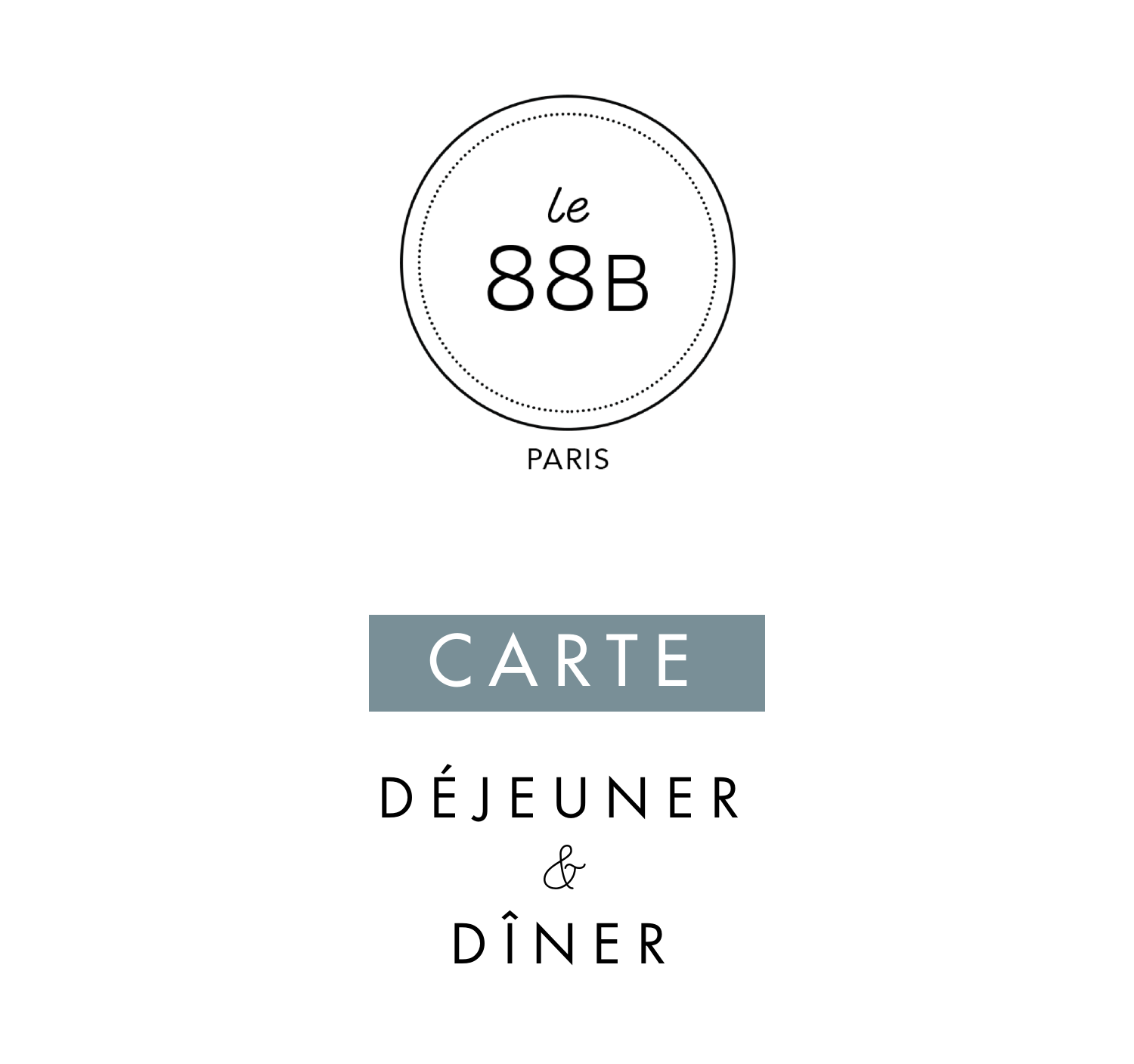le

# 88B

PARIS

## CARTE

DÉJEUNER

&

DÎNER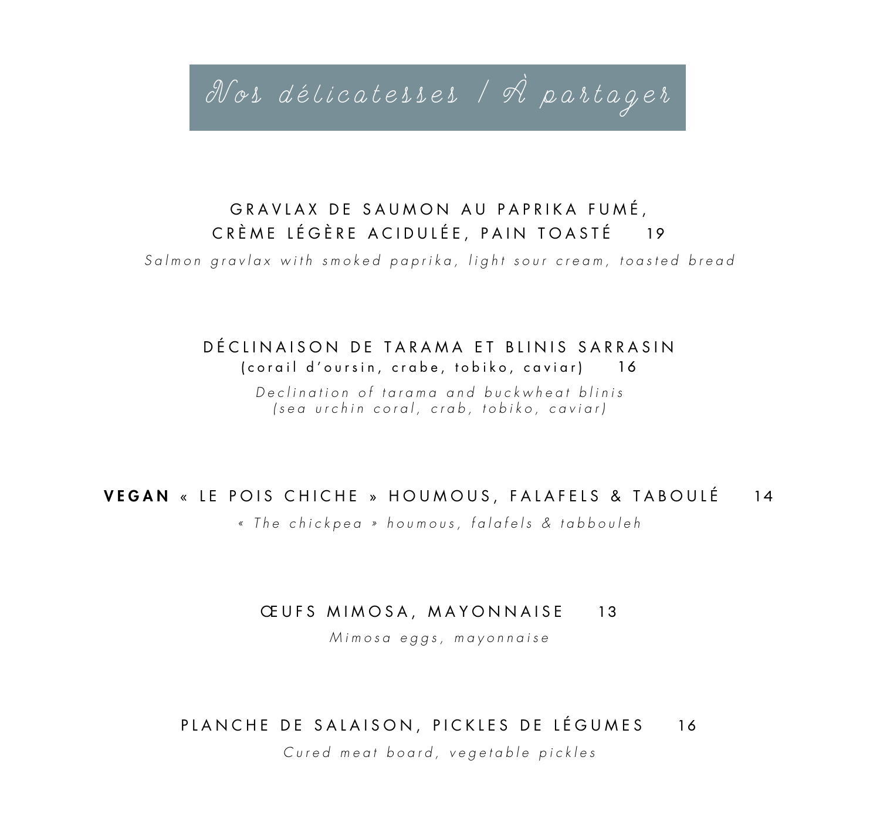## Nos délicatesses / À partager

GRAVLAX DE SAUMON AU PAPRIKA FUMÉ,
CRÈME LÉGÈRE ACIDULÉE, PAIN TOASTÉ 19

*Salmon gravlax with smoked paprika, light sour cream, toasted bread*

DÉCLINAISON DE TARAMA ET BLINIS SARRASIN
(corail d'oursin, crabe, tobiko, caviar) 16

*Declination of tarama and buckwheat blinis*
*(sea urchin coral, crab, tobiko, caviar)*

**VEGAN** « LE POIS CHICHE » HOUMOUS, FALAFELS & TABOULÉ 14

*« The chickpea » houmous, falafels & tabbouleh*

ŒUFS MIMOSA, MAYONNAISE 13

*Mimosa eggs, mayonnaise*

PLANCHE DE SALAISON, PICKLES DE LÉGUMES 16

*Cured meat board, vegetable pickles*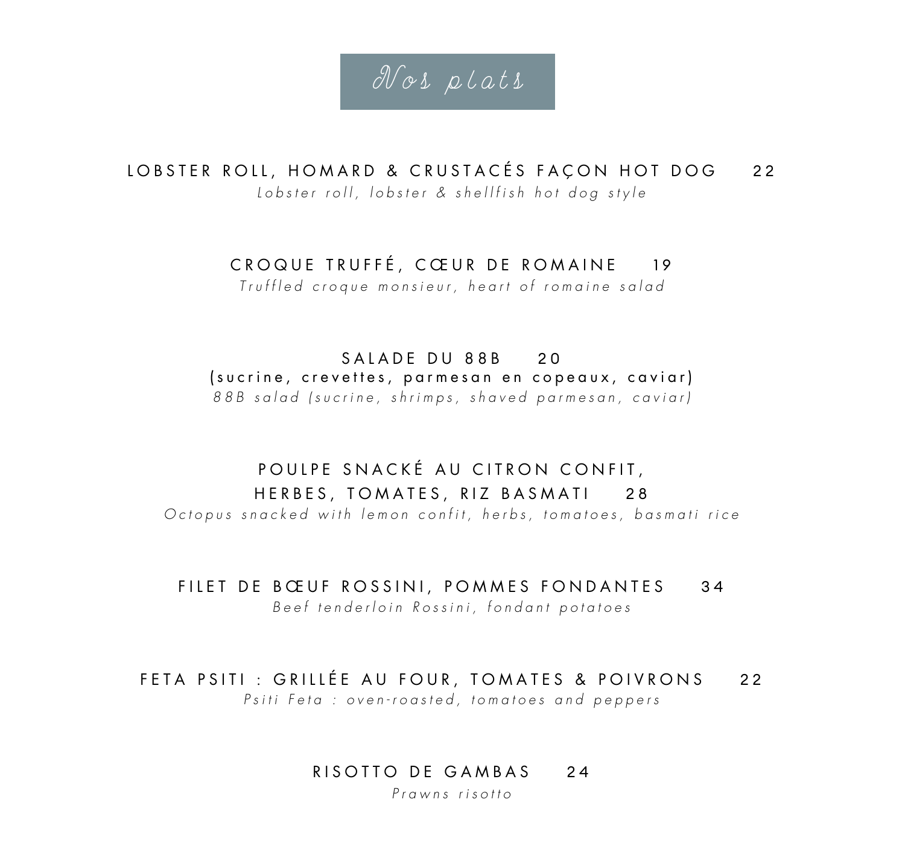# Nos plats

**LOBSTER ROLL, HOMARD & CRUSTACÉS FAÇON HOT DOG 22**
*Lobster roll, lobster & shellfish hot dog style*

**CROQUE TRUFFÉ, CŒUR DE ROMAINE 19**
*Truffled croque monsieur, heart of romaine salad*

**SALADE DU 88B 20**
**(sucrine, crevettes, parmesan en copeaux, caviar)**
*88B salad (sucrine, shrimps, shaved parmesan, caviar)*

**POULPE SNACKÉ AU CITRON CONFIT,**
**HERBES, TOMATES, RIZ BASMATI 28**
*Octopus snacked with lemon confit, herbs, tomatoes, basmati rice*

**FILET DE BŒUF ROSSINI, POMMES FONDANTES 34**
*Beef tenderloin Rossini, fondant potatoes*

**FETA PSITI : GRILLÉE AU FOUR, TOMATES & POIVRONS 22**
*Psiti Feta : oven-roasted, tomatoes and peppers*

**RISOTTO DE GAMBAS 24**
*Prawns risotto*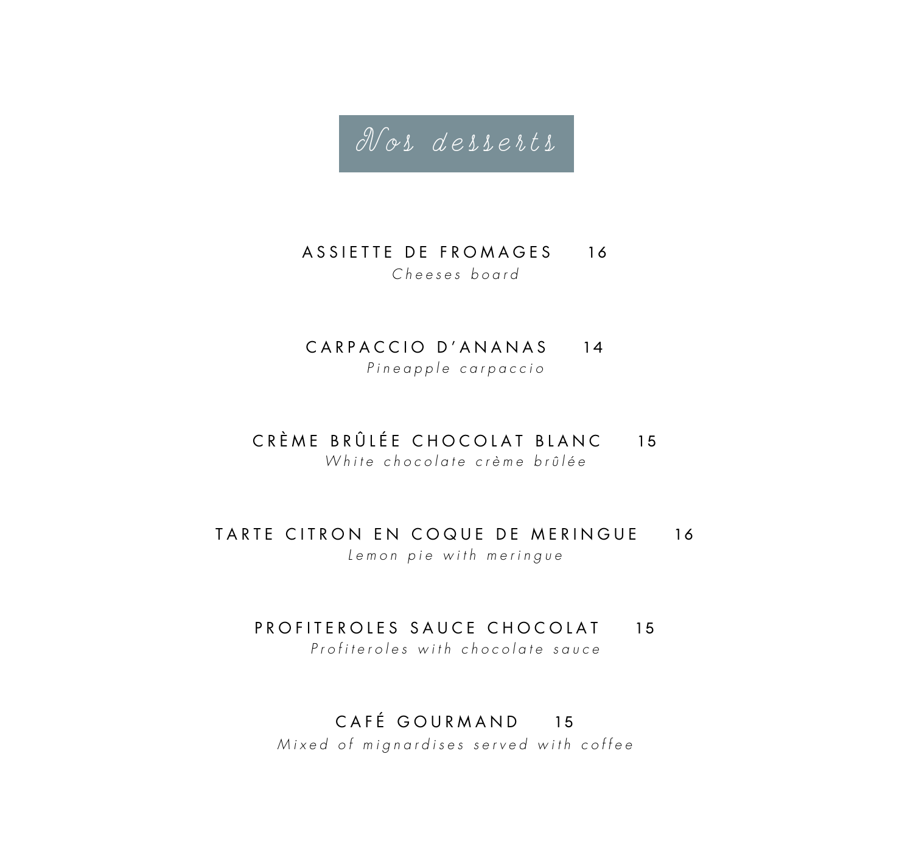# Nos desserts

**ASSIETTE DE FROMAGES** 16

*Cheeses board*

**CARPACCIO D'ANANAS** 14

*Pineapple carpaccio*

**CRÈME BRÛLÉE CHOCOLAT BLANC** 15

*White chocolate crème brûlée*

**TARTE CITRON EN COQUE DE MERINGUE** 16

*Lemon pie with meringue*

**PROFITEROLES SAUCE CHOCOLAT** 15

*Profiteroles with chocolate sauce*

**CAFÉ GOURMAND** 15

*Mixed of mignardises served with coffee*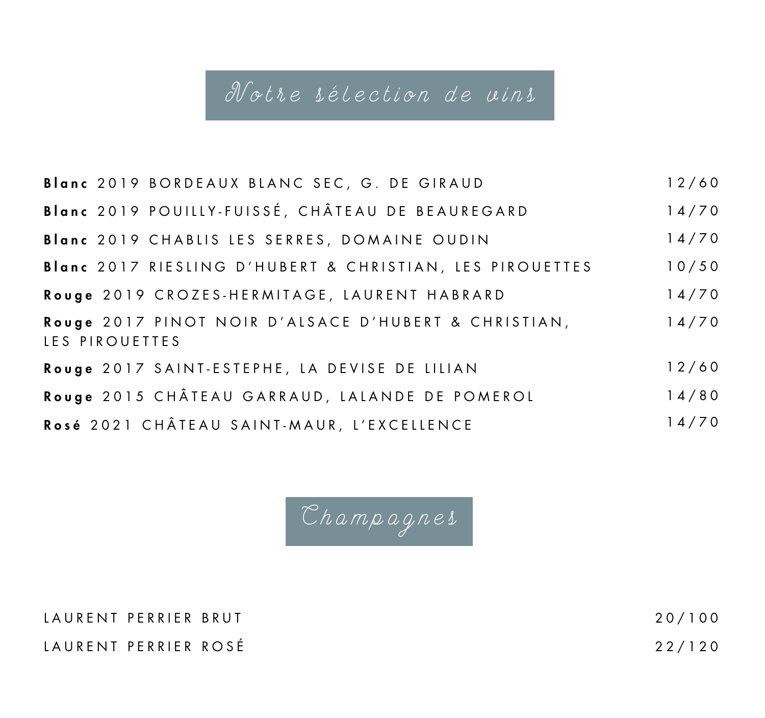## Notre sélection de vins

| Vin | Prix |
| --- | --- |
| **Blanc** 2019 BORDEAUX BLANC SEC, G. DE GIRAUD | 12/60 |
| **Blanc** 2019 POUILLY-FUISSÉ, CHÂTEAU DE BEAUREGARD | 14/70 |
| **Blanc** 2019 CHABLIS LES SERRES, DOMAINE OUDIN | 14/70 |
| **Blanc** 2017 RIESLING D'HUBERT & CHRISTIAN, LES PIROUETTES | 10/50 |
| **Rouge** 2019 CROZES-HERMITAGE, LAURENT HABRARD | 14/70 |
| **Rouge** 2017 PINOT NOIR D'ALSACE D'HUBERT & CHRISTIAN, LES PIROUETTES | 14/70 |
| **Rouge** 2017 SAINT-ESTEPHE, LA DEVISE DE LILIAN | 12/60 |
| **Rouge** 2015 CHÂTEAU GARRAUD, LALANDE DE POMEROL | 14/80 |
| **Rosé** 2021 CHÂTEAU SAINT-MAUR, L'EXCELLENCE | 14/70 |

## Champagnes

| Champagne | Prix |
| --- | --- |
| LAURENT PERRIER BRUT | 20/100 |
| LAURENT PERRIER ROSÉ | 22/120 |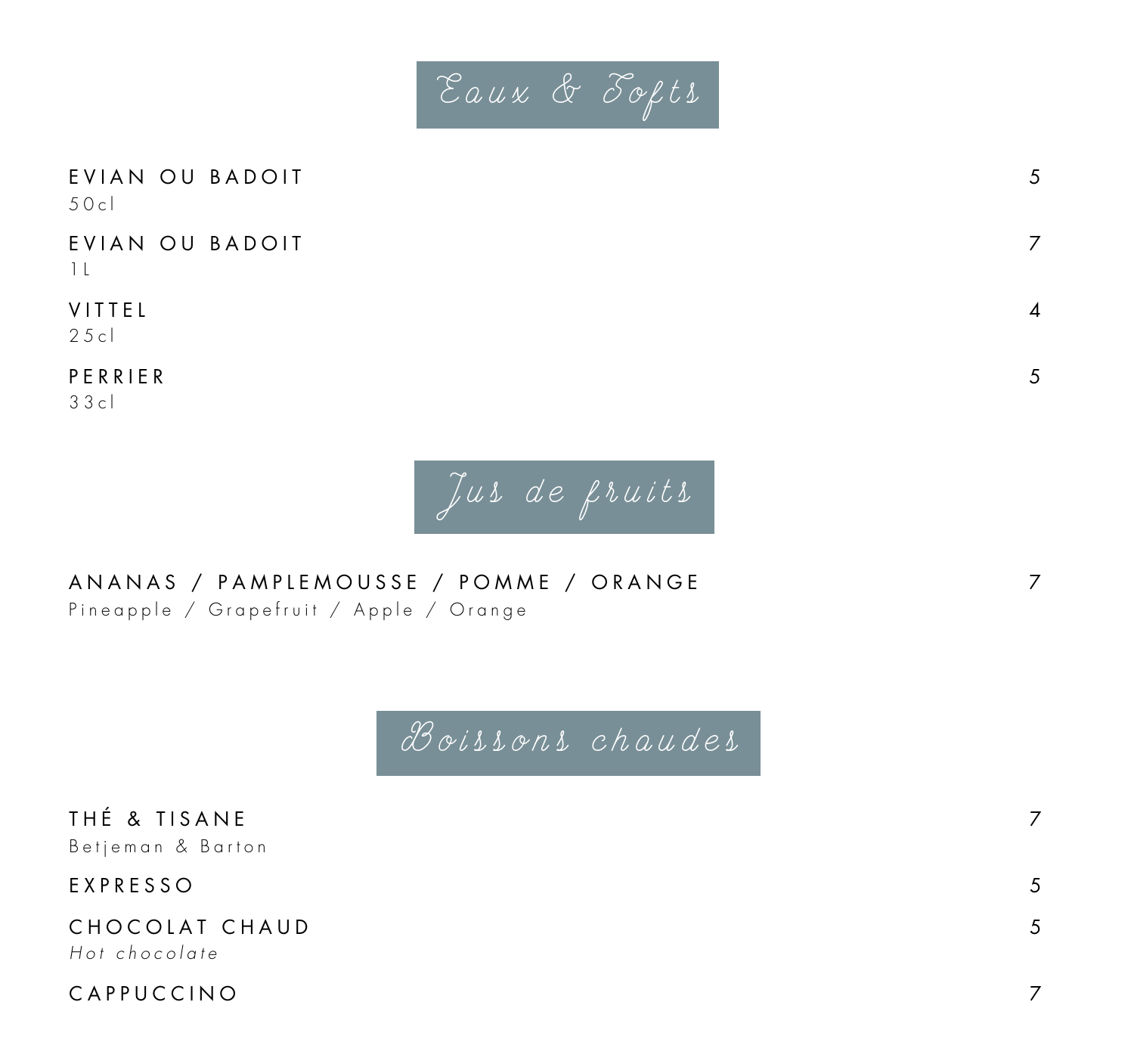# Eaux & Softs

| | |
|---|---|
| EVIAN OU BADOIT<br>50cl | 5 |
| EVIAN OU BADOIT<br>1L | 7 |
| VITTEL<br>25cl | 4 |
| PERRIER<br>33cl | 5 |

# Jus de fruits

| | |
|---|---|
| ANANAS / PAMPLEMOUSSE / POMME / ORANGE<br>Pineapple / Grapefruit / Apple / Orange | 7 |

# Boissons chaudes

| | |
|---|---|
| THÉ & TISANE<br>Betjeman & Barton | 7 |
| EXPRESSO | 5 |
| CHOCOLAT CHAUD<br>*Hot chocolate* | 5 |
| CAPPUCCINO | 7 |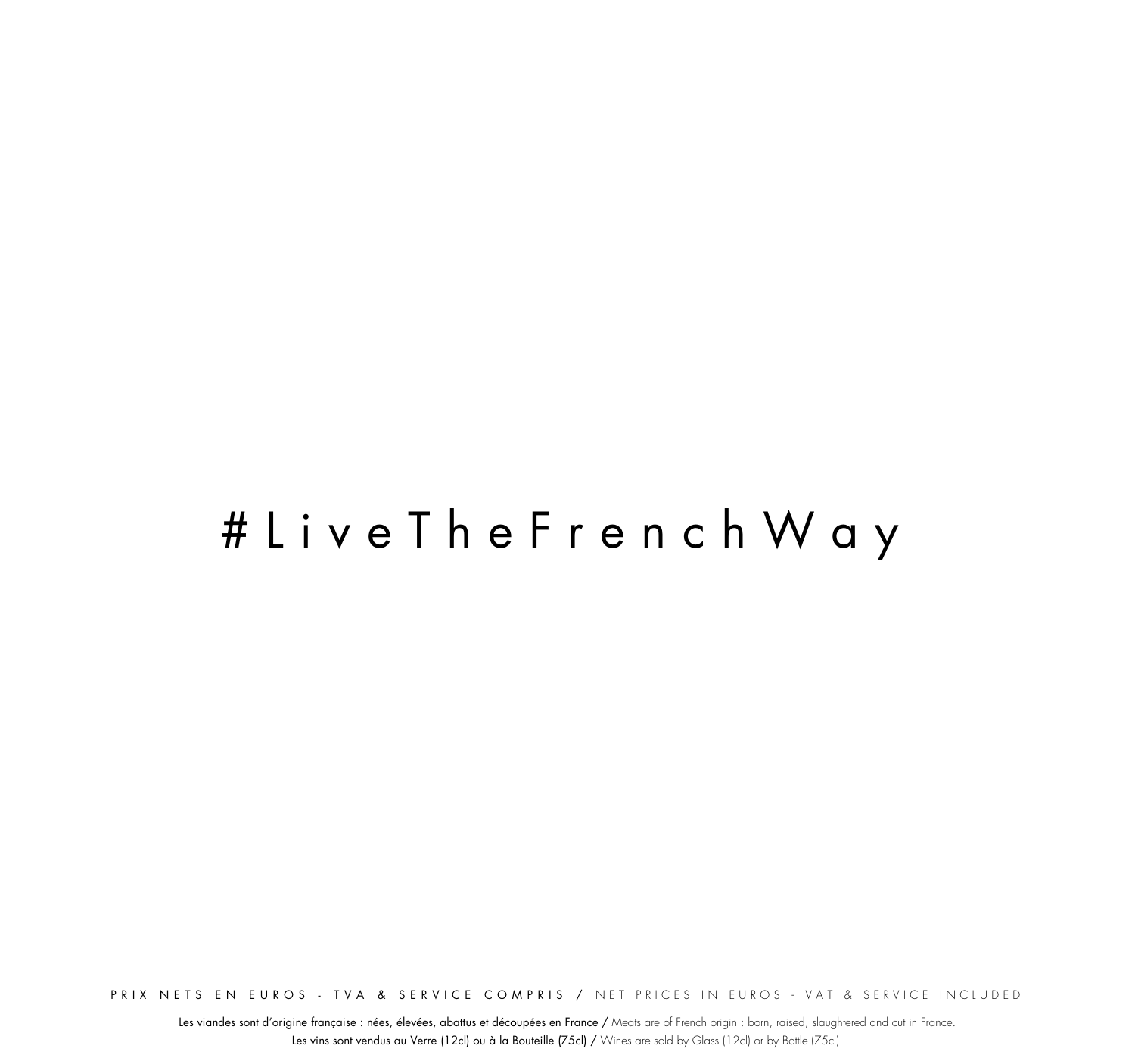#LiveTheFrenchWay

PRIX NETS EN EUROS - TVA & SERVICE COMPRIS / NET PRICES IN EUROS - VAT & SERVICE INCLUDED

Les viandes sont d'origine française : nées, élevées, abattus et découpées en France / Meats are of French origin : born, raised, slaughtered and cut in France.

Les vins sont vendus au Verre (12cl) ou à la Bouteille (75cl) / Wines are sold by Glass (12cl) or by Bottle (75cl).